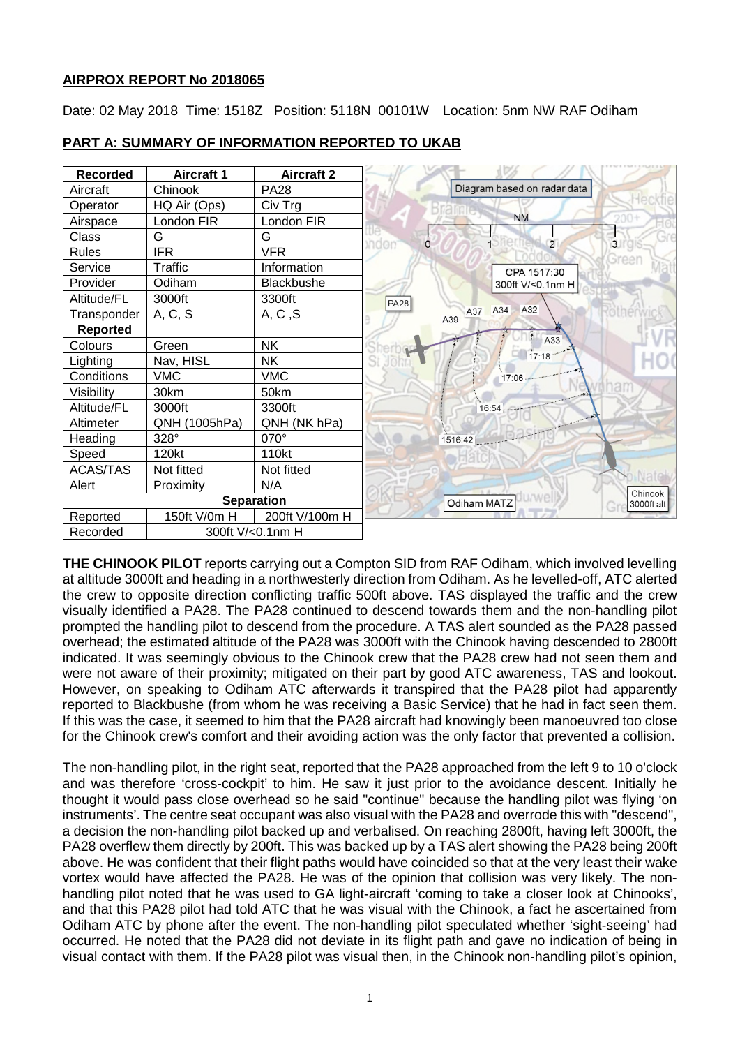## AIRPROX REPORT No 2018065

Date: 02 May 2018 Time: 1518Z Position: 5118N 00101W Location: 5nm NW RAF Odiham

## PART A: SUMMARY OF INFORMATION REPORTED TO UKAB

| Recorded | Aircraft 1 | Aircraft 2 |
|---|---|---|
| Aircraft | Chinook | PA28 |
| Operator | HQ Air (Ops) | Civ Trg |
| Airspace | London FIR | London FIR |
| Class | G | G |
| Rules | IFR | VFR |
| Service | Traffic | Information |
| Provider | Odiham | Blackbushe |
| Altitude/FL | 3000ft | 3300ft |
| Transponder | A, C, S | A, C ,S |
| **Reported** | | |
| Colours | Green | NK |
| Lighting | Nav, HISL | NK |
| Conditions | VMC | VMC |
| Visibility | 30km | 50km |
| Altitude/FL | 3000ft | 3300ft |
| Altimeter | QNH (1005hPa) | QNH (NK hPa) |
| Heading | 328° | 070° |
| Speed | 120kt | 110kt |
| ACAS/TAS | Not fitted | Not fitted |
| Alert | Proximity | N/A |
| **Separation** | | |
| Reported | 150ft V/0m H | 200ft V/100m H |
| Recorded | 300ft V/<0.1nm H | |

Diagram based on radar data

CPA 1517:30 300ft V/<0.1nm H

**THE CHINOOK PILOT** reports carrying out a Compton SID from RAF Odiham, which involved levelling at altitude 3000ft and heading in a northwesterly direction from Odiham. As he levelled-off, ATC alerted the crew to opposite direction conflicting traffic 500ft above. TAS displayed the traffic and the crew visually identified a PA28. The PA28 continued to descend towards them and the non-handling pilot prompted the handling pilot to descend from the procedure. A TAS alert sounded as the PA28 passed overhead; the estimated altitude of the PA28 was 3000ft with the Chinook having descended to 2800ft indicated. It was seemingly obvious to the Chinook crew that the PA28 crew had not seen them and were not aware of their proximity; mitigated on their part by good ATC awareness, TAS and lookout. However, on speaking to Odiham ATC afterwards it transpired that the PA28 pilot had apparently reported to Blackbushe (from whom he was receiving a Basic Service) that he had in fact seen them. If this was the case, it seemed to him that the PA28 aircraft had knowingly been manoeuvred too close for the Chinook crew's comfort and their avoiding action was the only factor that prevented a collision.

The non-handling pilot, in the right seat, reported that the PA28 approached from the left 9 to 10 o'clock and was therefore 'cross-cockpit' to him. He saw it just prior to the avoidance descent. Initially he thought it would pass close overhead so he said "continue" because the handling pilot was flying 'on instruments'. The centre seat occupant was also visual with the PA28 and overrode this with "descend", a decision the non-handling pilot backed up and verbalised. On reaching 2800ft, having left 3000ft, the PA28 overflew them directly by 200ft. This was backed up by a TAS alert showing the PA28 being 200ft above. He was confident that their flight paths would have coincided so that at the very least their wake vortex would have affected the PA28. He was of the opinion that collision was very likely. The non-handling pilot noted that he was used to GA light-aircraft 'coming to take a closer look at Chinooks', and that this PA28 pilot had told ATC that he was visual with the Chinook, a fact he ascertained from Odiham ATC by phone after the event. The non-handling pilot speculated whether 'sight-seeing' had occurred. He noted that the PA28 did not deviate in its flight path and gave no indication of being in visual contact with them. If the PA28 pilot was visual then, in the Chinook non-handling pilot's opinion,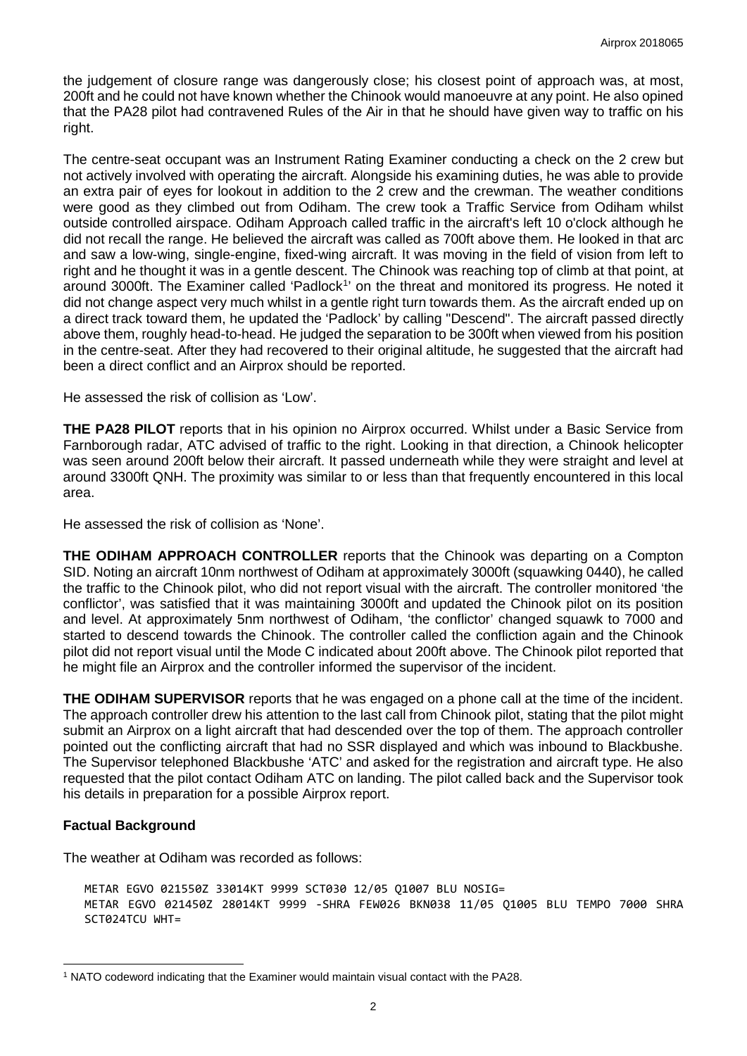the judgement of closure range was dangerously close; his closest point of approach was, at most, 200ft and he could not have known whether the Chinook would manoeuvre at any point. He also opined that the PA28 pilot had contravened Rules of the Air in that he should have given way to traffic on his right.

The centre-seat occupant was an Instrument Rating Examiner conducting a check on the 2 crew but not actively involved with operating the aircraft. Alongside his examining duties, he was able to provide an extra pair of eyes for lookout in addition to the 2 crew and the crewman. The weather conditions were good as they climbed out from Odiham. The crew took a Traffic Service from Odiham whilst outside controlled airspace. Odiham Approach called traffic in the aircraft's left 10 o'clock although he did not recall the range. He believed the aircraft was called as 700ft above them. He looked in that arc and saw a low-wing, single-engine, fixed-wing aircraft. It was moving in the field of vision from left to right and he thought it was in a gentle descent. The Chinook was reaching top of climb at that point, at around 3000ft. The Examiner called 'Padlock[1]' on the threat and monitored its progress. He noted it did not change aspect very much whilst in a gentle right turn towards them. As the aircraft ended up on a direct track toward them, he updated the 'Padlock' by calling "Descend". The aircraft passed directly above them, roughly head-to-head. He judged the separation to be 300ft when viewed from his position in the centre-seat. After they had recovered to their original altitude, he suggested that the aircraft had been a direct conflict and an Airprox should be reported.

He assessed the risk of collision as 'Low'.

**THE PA28 PILOT** reports that in his opinion no Airprox occurred. Whilst under a Basic Service from Farnborough radar, ATC advised of traffic to the right. Looking in that direction, a Chinook helicopter was seen around 200ft below their aircraft. It passed underneath while they were straight and level at around 3300ft QNH. The proximity was similar to or less than that frequently encountered in this local area.

He assessed the risk of collision as 'None'.

**THE ODIHAM APPROACH CONTROLLER** reports that the Chinook was departing on a Compton SID. Noting an aircraft 10nm northwest of Odiham at approximately 3000ft (squawking 0440), he called the traffic to the Chinook pilot, who did not report visual with the aircraft. The controller monitored 'the conflictor', was satisfied that it was maintaining 3000ft and updated the Chinook pilot on its position and level. At approximately 5nm northwest of Odiham, 'the conflictor' changed squawk to 7000 and started to descend towards the Chinook. The controller called the confliction again and the Chinook pilot did not report visual until the Mode C indicated about 200ft above. The Chinook pilot reported that he might file an Airprox and the controller informed the supervisor of the incident.

**THE ODIHAM SUPERVISOR** reports that he was engaged on a phone call at the time of the incident. The approach controller drew his attention to the last call from Chinook pilot, stating that the pilot might submit an Airprox on a light aircraft that had descended over the top of them. The approach controller pointed out the conflicting aircraft that had no SSR displayed and which was inbound to Blackbushe. The Supervisor telephoned Blackbushe 'ATC' and asked for the registration and aircraft type. He also requested that the pilot contact Odiham ATC on landing. The pilot called back and the Supervisor took his details in preparation for a possible Airprox report.

## Factual Background

The weather at Odiham was recorded as follows:

```
METAR EGVO 021550Z 33014KT 9999 SCT030 12/05 Q1007 BLU NOSIG=
METAR EGVO 021450Z 28014KT 9999 -SHRA FEW026 BKN038 11/05 Q1005 BLU TEMPO 7000 SHRA
SCT024TCU WHT=
```

[1] NATO codeword indicating that the Examiner would maintain visual contact with the PA28.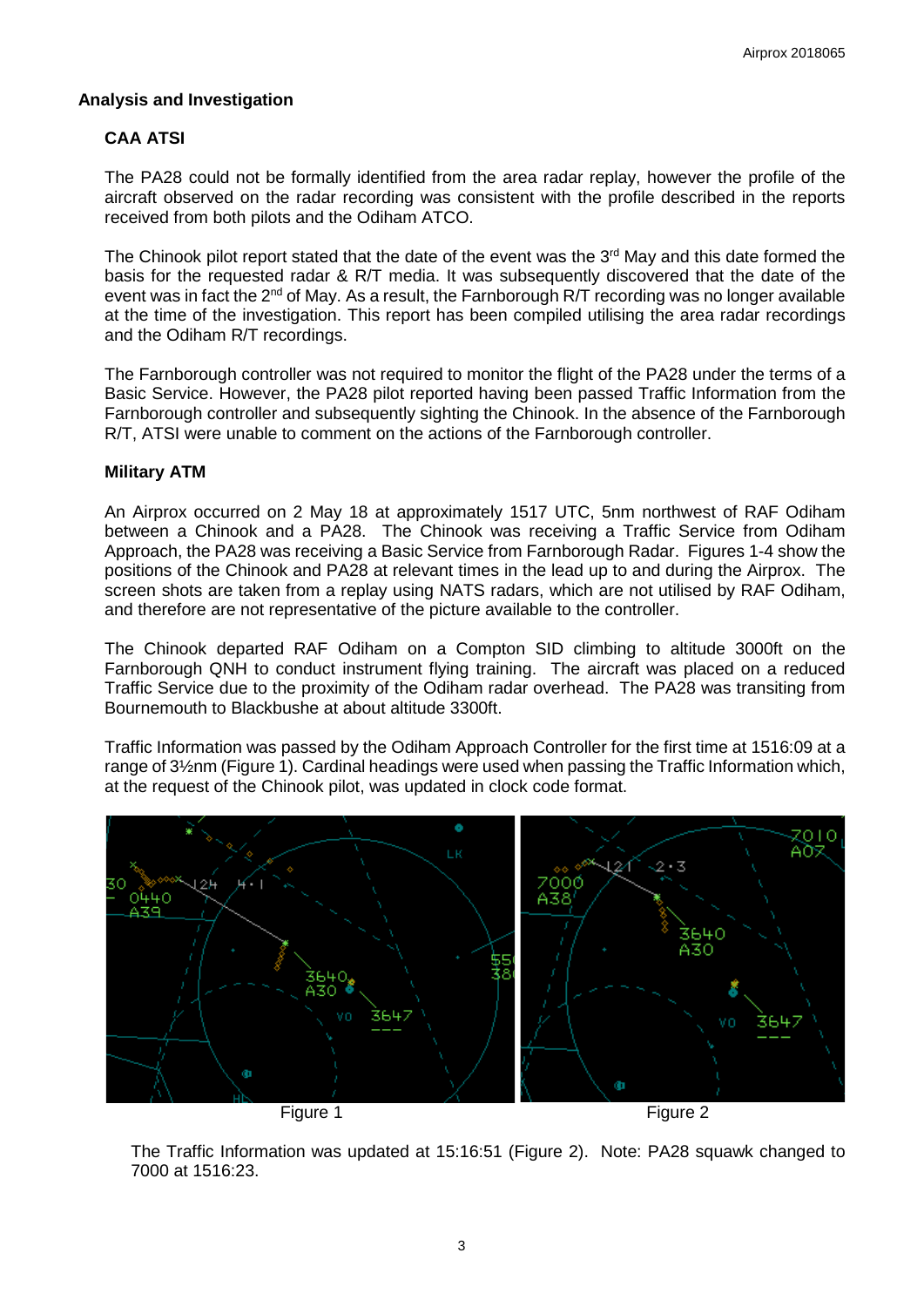## Analysis and Investigation

### CAA ATSI

The PA28 could not be formally identified from the area radar replay, however the profile of the aircraft observed on the radar recording was consistent with the profile described in the reports received from both pilots and the Odiham ATCO.

The Chinook pilot report stated that the date of the event was the 3rd May and this date formed the basis for the requested radar & R/T media. It was subsequently discovered that the date of the event was in fact the 2nd of May. As a result, the Farnborough R/T recording was no longer available at the time of the investigation. This report has been compiled utilising the area radar recordings and the Odiham R/T recordings.

The Farnborough controller was not required to monitor the flight of the PA28 under the terms of a Basic Service. However, the PA28 pilot reported having been passed Traffic Information from the Farnborough controller and subsequently sighting the Chinook. In the absence of the Farnborough R/T, ATSI were unable to comment on the actions of the Farnborough controller.

### Military ATM

An Airprox occurred on 2 May 18 at approximately 1517 UTC, 5nm northwest of RAF Odiham between a Chinook and a PA28. The Chinook was receiving a Traffic Service from Odiham Approach, the PA28 was receiving a Basic Service from Farnborough Radar. Figures 1-4 show the positions of the Chinook and PA28 at relevant times in the lead up to and during the Airprox. The screen shots are taken from a replay using NATS radars, which are not utilised by RAF Odiham, and therefore are not representative of the picture available to the controller.

The Chinook departed RAF Odiham on a Compton SID climbing to altitude 3000ft on the Farnborough QNH to conduct instrument flying training. The aircraft was placed on a reduced Traffic Service due to the proximity of the Odiham radar overhead. The PA28 was transiting from Bournemouth to Blackbushe at about altitude 3300ft.

Traffic Information was passed by the Odiham Approach Controller for the first time at 1516:09 at a range of 3½nm (Figure 1). Cardinal headings were used when passing the Traffic Information which, at the request of the Chinook pilot, was updated in clock code format.

Figure 1 Figure 2

The Traffic Information was updated at 15:16:51 (Figure 2). Note: PA28 squawk changed to 7000 at 1516:23.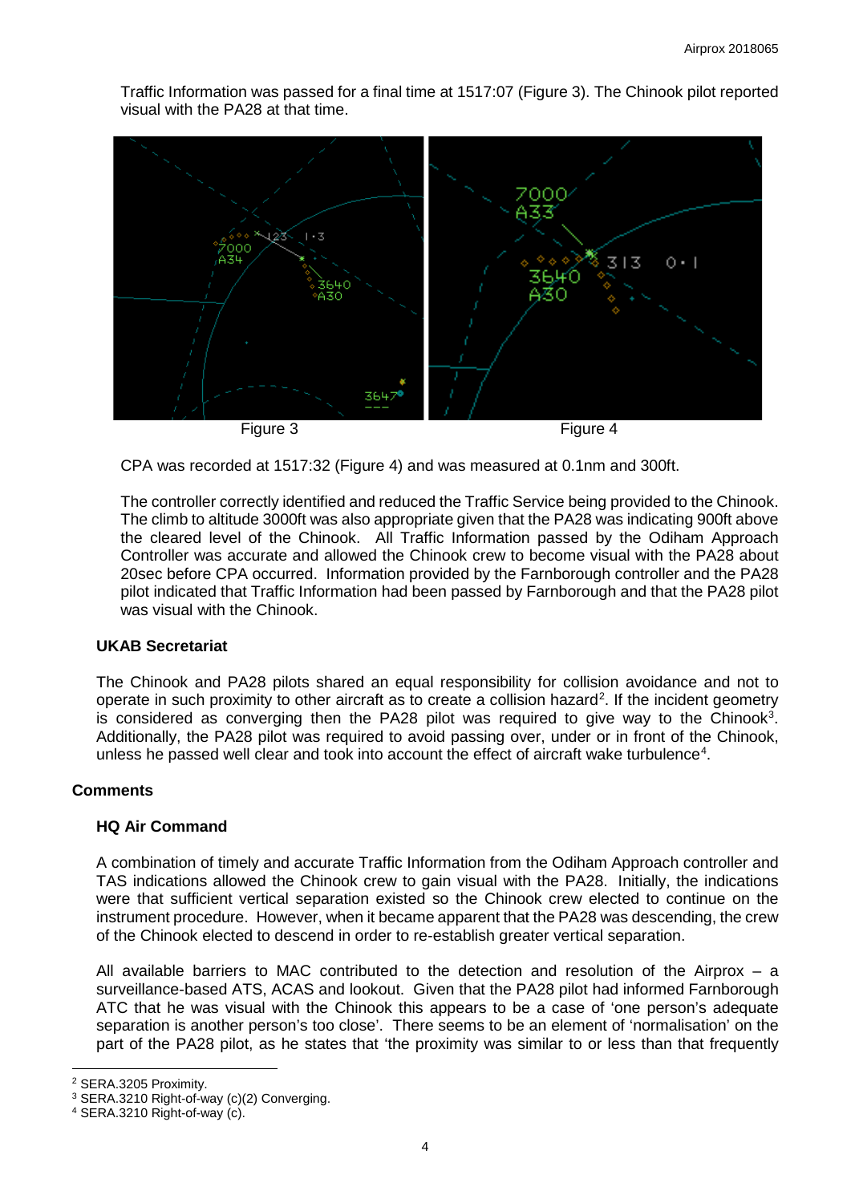Traffic Information was passed for a final time at 1517:07 (Figure 3). The Chinook pilot reported visual with the PA28 at that time.

Figure 3 Figure 4

CPA was recorded at 1517:32 (Figure 4) and was measured at 0.1nm and 300ft.

The controller correctly identified and reduced the Traffic Service being provided to the Chinook. The climb to altitude 3000ft was also appropriate given that the PA28 was indicating 900ft above the cleared level of the Chinook. All Traffic Information passed by the Odiham Approach Controller was accurate and allowed the Chinook crew to become visual with the PA28 about 20sec before CPA occurred. Information provided by the Farnborough controller and the PA28 pilot indicated that Traffic Information had been passed by Farnborough and that the PA28 pilot was visual with the Chinook.

### UKAB Secretariat

The Chinook and PA28 pilots shared an equal responsibility for collision avoidance and not to operate in such proximity to other aircraft as to create a collision hazard[2]. If the incident geometry is considered as converging then the PA28 pilot was required to give way to the Chinook[3]. Additionally, the PA28 pilot was required to avoid passing over, under or in front of the Chinook, unless he passed well clear and took into account the effect of aircraft wake turbulence[4].

## Comments

### HQ Air Command

A combination of timely and accurate Traffic Information from the Odiham Approach controller and TAS indications allowed the Chinook crew to gain visual with the PA28. Initially, the indications were that sufficient vertical separation existed so the Chinook crew elected to continue on the instrument procedure. However, when it became apparent that the PA28 was descending, the crew of the Chinook elected to descend in order to re-establish greater vertical separation.

All available barriers to MAC contributed to the detection and resolution of the Airprox – a surveillance-based ATS, ACAS and lookout. Given that the PA28 pilot had informed Farnborough ATC that he was visual with the Chinook this appears to be a case of 'one person's adequate separation is another person's too close'. There seems to be an element of 'normalisation' on the part of the PA28 pilot, as he states that 'the proximity was similar to or less than that frequently

[2] SERA.3205 Proximity.

[3] SERA.3210 Right-of-way (c)(2) Converging.

[4] SERA.3210 Right-of-way (c).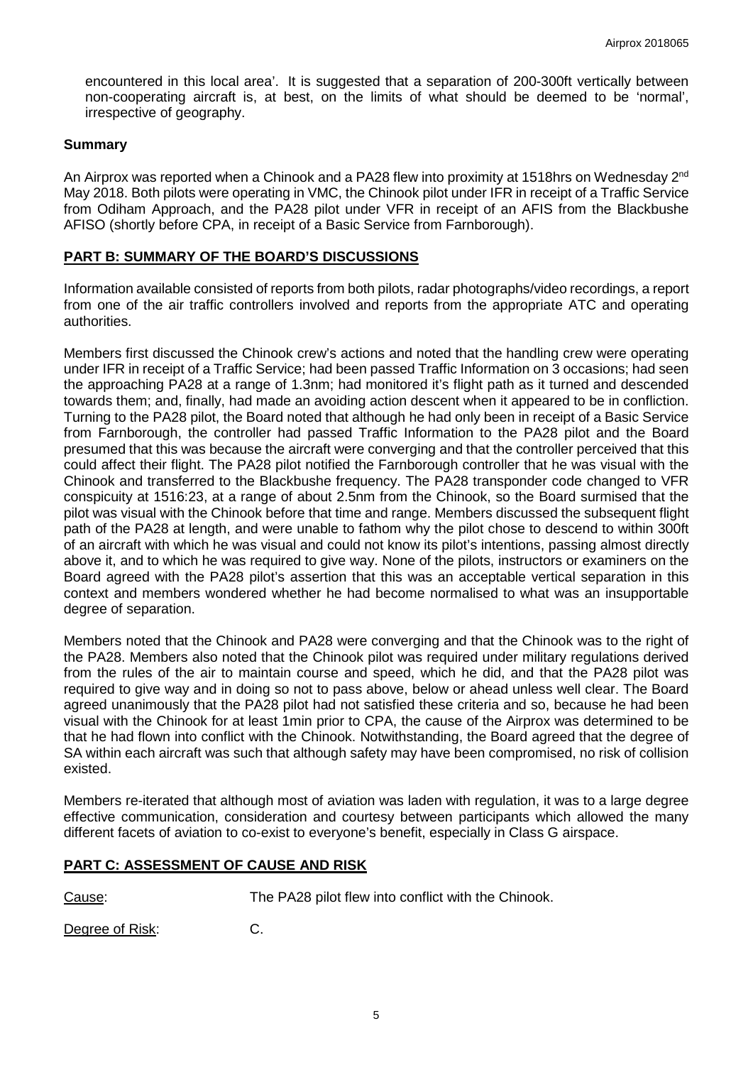encountered in this local area'. It is suggested that a separation of 200-300ft vertically between non-cooperating aircraft is, at best, on the limits of what should be deemed to be 'normal', irrespective of geography.

**Summary**

An Airprox was reported when a Chinook and a PA28 flew into proximity at 1518hrs on Wednesday 2nd May 2018. Both pilots were operating in VMC, the Chinook pilot under IFR in receipt of a Traffic Service from Odiham Approach, and the PA28 pilot under VFR in receipt of an AFIS from the Blackbushe AFISO (shortly before CPA, in receipt of a Basic Service from Farnborough).

## PART B: SUMMARY OF THE BOARD'S DISCUSSIONS

Information available consisted of reports from both pilots, radar photographs/video recordings, a report from one of the air traffic controllers involved and reports from the appropriate ATC and operating authorities.

Members first discussed the Chinook crew's actions and noted that the handling crew were operating under IFR in receipt of a Traffic Service; had been passed Traffic Information on 3 occasions; had seen the approaching PA28 at a range of 1.3nm; had monitored it's flight path as it turned and descended towards them; and, finally, had made an avoiding action descent when it appeared to be in confliction. Turning to the PA28 pilot, the Board noted that although he had only been in receipt of a Basic Service from Farnborough, the controller had passed Traffic Information to the PA28 pilot and the Board presumed that this was because the aircraft were converging and that the controller perceived that this could affect their flight. The PA28 pilot notified the Farnborough controller that he was visual with the Chinook and transferred to the Blackbushe frequency. The PA28 transponder code changed to VFR conspicuity at 1516:23, at a range of about 2.5nm from the Chinook, so the Board surmised that the pilot was visual with the Chinook before that time and range. Members discussed the subsequent flight path of the PA28 at length, and were unable to fathom why the pilot chose to descend to within 300ft of an aircraft with which he was visual and could not know its pilot's intentions, passing almost directly above it, and to which he was required to give way. None of the pilots, instructors or examiners on the Board agreed with the PA28 pilot's assertion that this was an acceptable vertical separation in this context and members wondered whether he had become normalised to what was an insupportable degree of separation.

Members noted that the Chinook and PA28 were converging and that the Chinook was to the right of the PA28. Members also noted that the Chinook pilot was required under military regulations derived from the rules of the air to maintain course and speed, which he did, and that the PA28 pilot was required to give way and in doing so not to pass above, below or ahead unless well clear. The Board agreed unanimously that the PA28 pilot had not satisfied these criteria and so, because he had been visual with the Chinook for at least 1min prior to CPA, the cause of the Airprox was determined to be that he had flown into conflict with the Chinook. Notwithstanding, the Board agreed that the degree of SA within each aircraft was such that although safety may have been compromised, no risk of collision existed.

Members re-iterated that although most of aviation was laden with regulation, it was to a large degree effective communication, consideration and courtesy between participants which allowed the many different facets of aviation to co-exist to everyone's benefit, especially in Class G airspace.

## PART C: ASSESSMENT OF CAUSE AND RISK

Cause: The PA28 pilot flew into conflict with the Chinook.

Degree of Risk: C.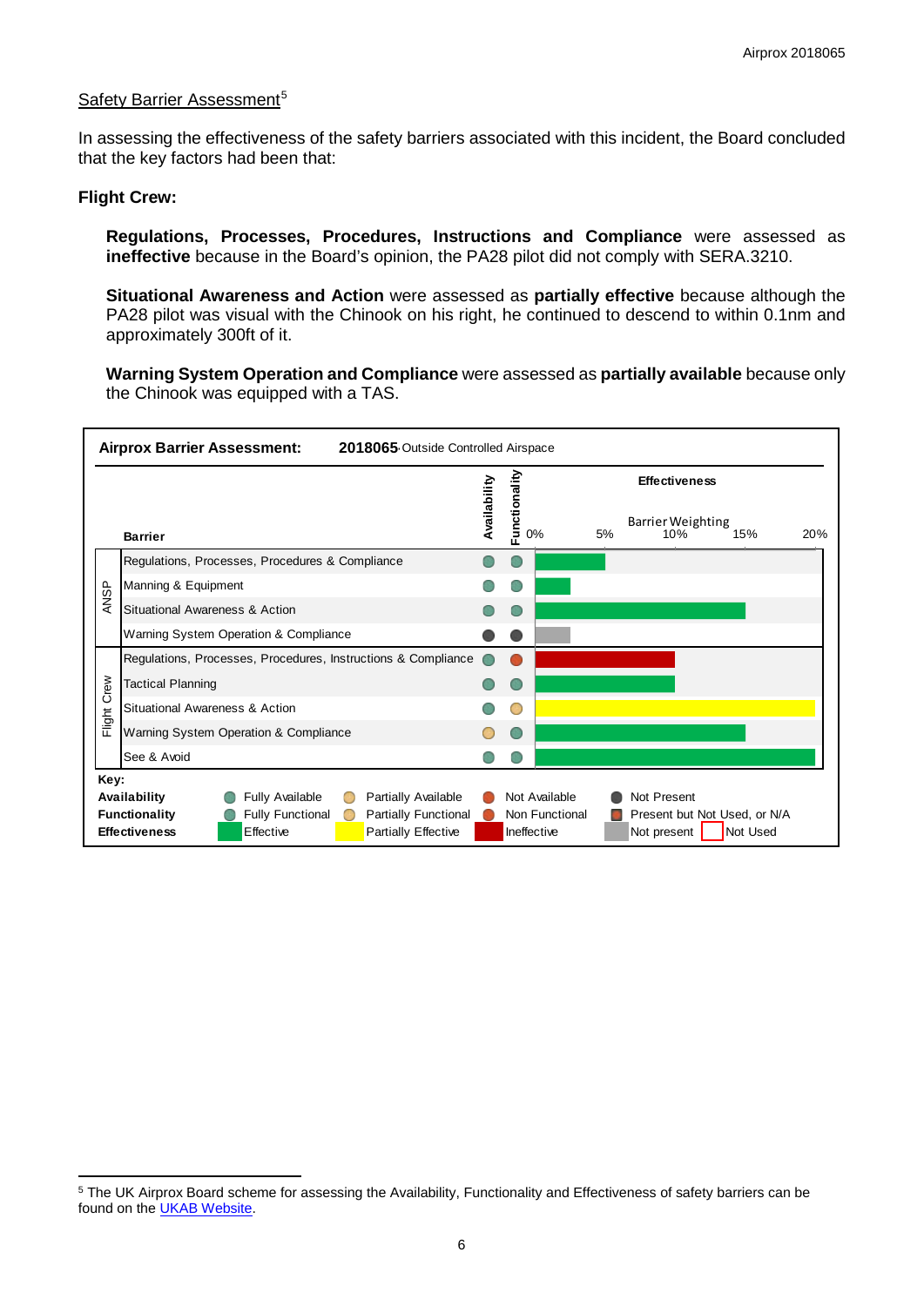Safety Barrier Assessment[5]

In assessing the effectiveness of the safety barriers associated with this incident, the Board concluded that the key factors had been that:

**Flight Crew:**

**Regulations, Processes, Procedures, Instructions and Compliance** were assessed as **ineffective** because in the Board's opinion, the PA28 pilot did not comply with SERA.3210.

**Situational Awareness and Action** were assessed as **partially effective** because although the PA28 pilot was visual with the Chinook on his right, he continued to descend to within 0.1nm and approximately 300ft of it.

**Warning System Operation and Compliance** were assessed as **partially available** because only the Chinook was equipped with a TAS.

**Airprox Barrier Assessment:** **2018065** Outside Controlled Airspace

Barrier
Availability
Functionality
Effectiveness
Barrier Weighting
0%
5%
10%
15%
20%

ANSP
Regulations, Processes, Procedures & Compliance
Manning & Equipment
Situational Awareness & Action
Warning System Operation & Compliance

Flight Crew
Regulations, Processes, Procedures, Instructions & Compliance
Tactical Planning
Situational Awareness & Action
Warning System Operation & Compliance
See & Avoid

Key:
Availability: Fully Available, Partially Available, Not Available, Not Present
Functionality: Fully Functional, Partially Functional, Non Functional, Present but Not Used, or N/A
Effectiveness: Effective, Partially Effective, Ineffective, Not present, Not Used

[5] The UK Airprox Board scheme for assessing the Availability, Functionality and Effectiveness of safety barriers can be found on the UKAB Website.